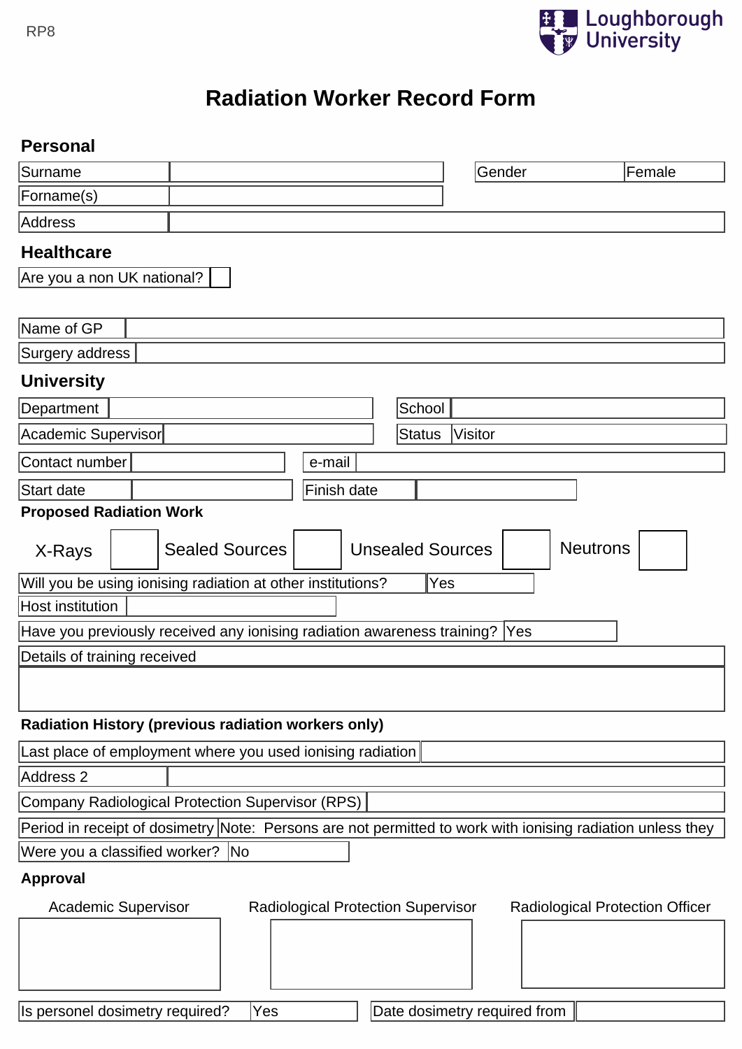RP8

Loughborough University

# Radiation Worker Record Form

## Personal

| Surname | | Gender | Female |
|---|---|---|---|
| Forname(s) | | | |
| Address | | | |

## Healthcare

| Are you a non UK national? | |
|---|---|

| Name of GP | |
|---|---|
| Surgery address | |

## University

| Department | | School | |
|---|---|---|---|
| Academic Supervisor | | Status | Visitor |
| Contact number | | e-mail | |
| Start date | | Finish date | |

### Proposed Radiation Work

| X-Rays | | Sealed Sources | | Unsealed Sources | | Neutrons | |
|---|---|---|---|---|---|---|---|

| Will you be using ionising radiation at other institutions? | Yes |
|---|---|
| Host institution | |
| Have you previously received any ionising radiation awareness training? | Yes |

| Details of training received |
|---|
| |

### Radiation History (previous radiation workers only)

| Last place of employment where you used ionising radiation | |
|---|---|
| Address 2 | |
| Company Radiological Protection Supervisor (RPS) | |
| Period in receipt of dosimetry | Note: Persons are not permitted to work with ionising radiation unless they |
| Were you a classified worker? | No |

### Approval

| Academic Supervisor | Radiological Protection Supervisor | Radiological Protection Officer |
|---|---|---|
| | | |

| Is personel dosimetry required? | Yes | Date dosimetry required from | |
|---|---|---|---|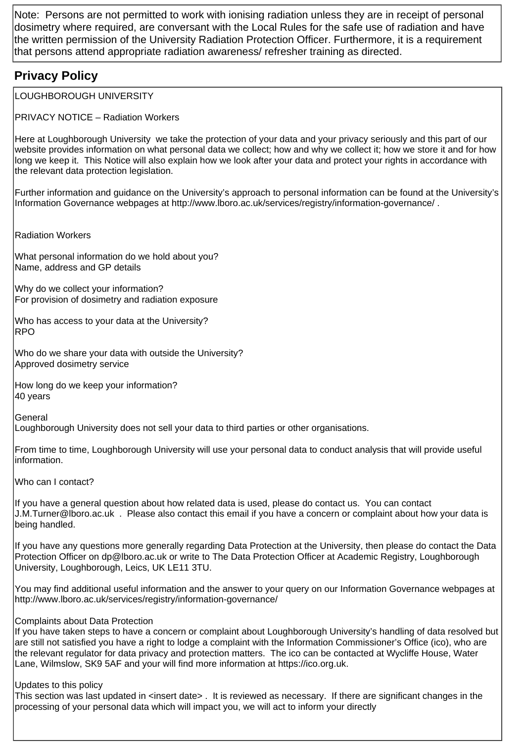Note: Persons are not permitted to work with ionising radiation unless they are in receipt of personal dosimetry where required, are conversant with the Local Rules for the safe use of radiation and have the written permission of the University Radiation Protection Officer. Furthermore, it is a requirement that persons attend appropriate radiation awareness/ refresher training as directed.

## Privacy Policy

LOUGHBOROUGH UNIVERSITY

PRIVACY NOTICE – Radiation Workers

Here at Loughborough University we take the protection of your data and your privacy seriously and this part of our website provides information on what personal data we collect; how and why we collect it; how we store it and for how long we keep it. This Notice will also explain how we look after your data and protect your rights in accordance with the relevant data protection legislation.

Further information and guidance on the University's approach to personal information can be found at the University's Information Governance webpages at http://www.lboro.ac.uk/services/registry/information-governance/ .

Radiation Workers

What personal information do we hold about you?
Name, address and GP details

Why do we collect your information?
For provision of dosimetry and radiation exposure

Who has access to your data at the University?
RPO

Who do we share your data with outside the University?
Approved dosimetry service

How long do we keep your information?
40 years

General
Loughborough University does not sell your data to third parties or other organisations.

From time to time, Loughborough University will use your personal data to conduct analysis that will provide useful information.

Who can I contact?

If you have a general question about how related data is used, please do contact us. You can contact J.M.Turner@lboro.ac.uk . Please also contact this email if you have a concern or complaint about how your data is being handled.

If you have any questions more generally regarding Data Protection at the University, then please do contact the Data Protection Officer on dp@lboro.ac.uk or write to The Data Protection Officer at Academic Registry, Loughborough University, Loughborough, Leics, UK LE11 3TU.

You may find additional useful information and the answer to your query on our Information Governance webpages at http://www.lboro.ac.uk/services/registry/information-governance/

Complaints about Data Protection
If you have taken steps to have a concern or complaint about Loughborough University's handling of data resolved but are still not satisfied you have a right to lodge a complaint with the Information Commissioner's Office (ico), who are the relevant regulator for data privacy and protection matters. The ico can be contacted at Wycliffe House, Water Lane, Wilmslow, SK9 5AF and your will find more information at https://ico.org.uk.

Updates to this policy
This section was last updated in <insert date> . It is reviewed as necessary. If there are significant changes in the processing of your personal data which will impact you, we will act to inform your directly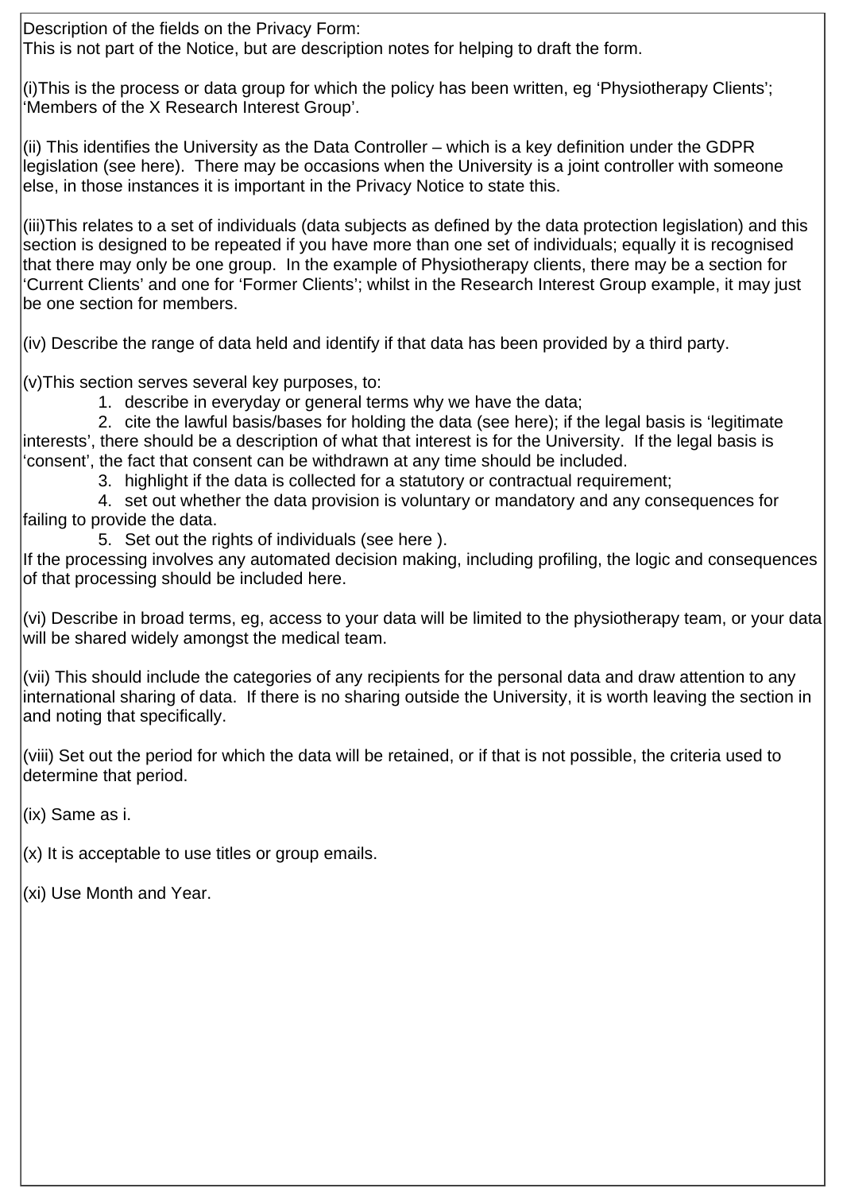Description of the fields on the Privacy Form:
This is not part of the Notice, but are description notes for helping to draft the form.

(i)This is the process or data group for which the policy has been written, eg 'Physiotherapy Clients'; 'Members of the X Research Interest Group'.

(ii) This identifies the University as the Data Controller – which is a key definition under the GDPR legislation (see here). There may be occasions when the University is a joint controller with someone else, in those instances it is important in the Privacy Notice to state this.

(iii)This relates to a set of individuals (data subjects as defined by the data protection legislation) and this section is designed to be repeated if you have more than one set of individuals; equally it is recognised that there may only be one group. In the example of Physiotherapy clients, there may be a section for 'Current Clients' and one for 'Former Clients'; whilst in the Research Interest Group example, it may just be one section for members.

(iv) Describe the range of data held and identify if that data has been provided by a third party.

(v)This section serves several key purposes, to:

1. describe in everyday or general terms why we have the data;
2. cite the lawful basis/bases for holding the data (see here); if the legal basis is 'legitimate interests', there should be a description of what that interest is for the University. If the legal basis is 'consent', the fact that consent can be withdrawn at any time should be included.
3. highlight if the data is collected for a statutory or contractual requirement;
4. set out whether the data provision is voluntary or mandatory and any consequences for failing to provide the data.
5. Set out the rights of individuals (see here ).

If the processing involves any automated decision making, including profiling, the logic and consequences of that processing should be included here.

(vi) Describe in broad terms, eg, access to your data will be limited to the physiotherapy team, or your data will be shared widely amongst the medical team.

(vii) This should include the categories of any recipients for the personal data and draw attention to any international sharing of data. If there is no sharing outside the University, it is worth leaving the section in and noting that specifically.

(viii) Set out the period for which the data will be retained, or if that is not possible, the criteria used to determine that period.

(ix) Same as i.

(x) It is acceptable to use titles or group emails.

(xi) Use Month and Year.